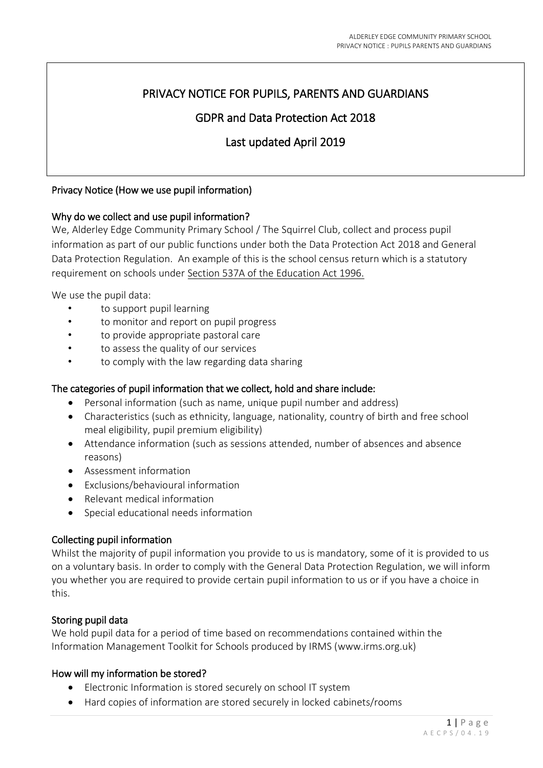# PRIVACY NOTICE FOR PUPILS, PARENTS AND GUARDIANS

## GDPR and Data Protection Act 2018

## Last updated April 2019

### Privacy Notice (How we use pupil information)

### Why do we collect and use pupil information?

We, Alderley Edge Community Primary School / The Squirrel Club, collect and process pupil information as part of our public functions under both the Data Protection Act 2018 and General Data Protection Regulation. An example of this is the school census return which is a statutory requirement on schools under Section 537A of the Education Act 1996.

We use the pupil data:

- to support pupil learning
- to monitor and report on pupil progress
- to provide appropriate pastoral care
- to assess the quality of our services
- to comply with the law regarding data sharing

### The categories of pupil information that we collect, hold and share include:

- Personal information (such as name, unique pupil number and address)
- Characteristics (such as ethnicity, language, nationality, country of birth and free school meal eligibility, pupil premium eligibility)
- Attendance information (such as sessions attended, number of absences and absence reasons)
- Assessment information
- Exclusions/behavioural information
- Relevant medical information
- Special educational needs information

### Collecting pupil information

Whilst the majority of pupil information you provide to us is mandatory, some of it is provided to us on a voluntary basis. In order to comply with the General Data Protection Regulation, we will inform you whether you are required to provide certain pupil information to us or if you have a choice in this.

### Storing pupil data

We hold pupil data for a period of time based on recommendations contained within the Information Management Toolkit for Schools produced by IRMS (www.irms.org.uk)

### How will my information be stored?

- Electronic Information is stored securely on school IT system
- Hard copies of information are stored securely in locked cabinets/rooms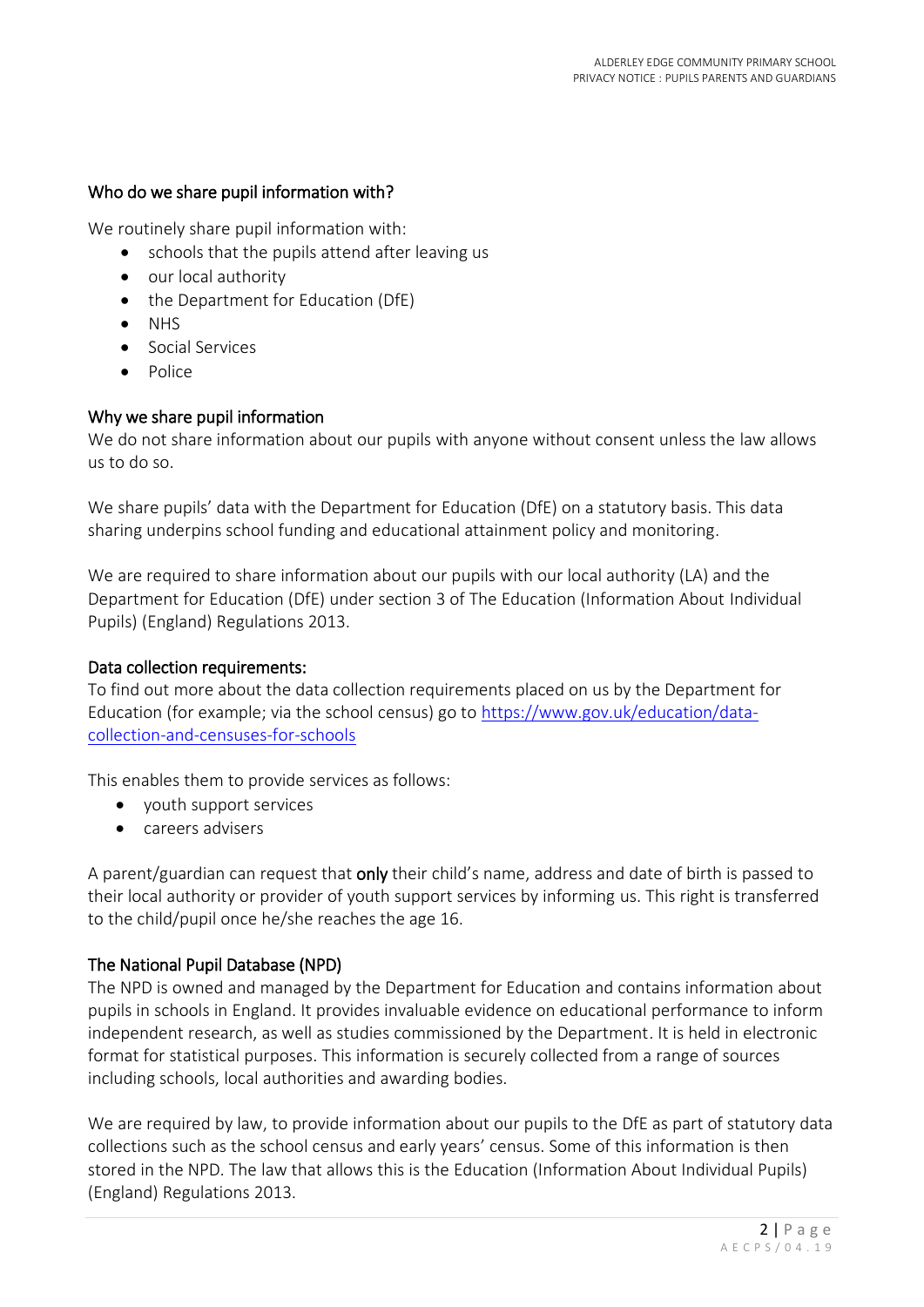## Who do we share pupil information with?

We routinely share pupil information with:

- schools that the pupils attend after leaving us
- our local authority
- the Department for Education (DfE)
- NHS
- Social Services
- Police

## Why we share pupil information

We do not share information about our pupils with anyone without consent unless the law allows us to do so.

We share pupils' data with the Department for Education (DfE) on a statutory basis. This data sharing underpins school funding and educational attainment policy and monitoring.

We are required to share information about our pupils with our local authority (LA) and the Department for Education (DfE) under section 3 of The Education (Information About Individual Pupils) (England) Regulations 2013.

## Data collection requirements:

To find out more about the data collection requirements placed on us by the Department for Education (for example; via the school census) go to https://www.gov.uk/education/data-collection-and-censuses-for-schools

This enables them to provide services as follows:

- youth support services
- careers advisers

A parent/guardian can request that **only** their child's name, address and date of birth is passed to their local authority or provider of youth support services by informing us. This right is transferred to the child/pupil once he/she reaches the age 16.

## The National Pupil Database (NPD)

The NPD is owned and managed by the Department for Education and contains information about pupils in schools in England. It provides invaluable evidence on educational performance to inform independent research, as well as studies commissioned by the Department. It is held in electronic format for statistical purposes. This information is securely collected from a range of sources including schools, local authorities and awarding bodies.

We are required by law, to provide information about our pupils to the DfE as part of statutory data collections such as the school census and early years' census. Some of this information is then stored in the NPD. The law that allows this is the Education (Information About Individual Pupils) (England) Regulations 2013.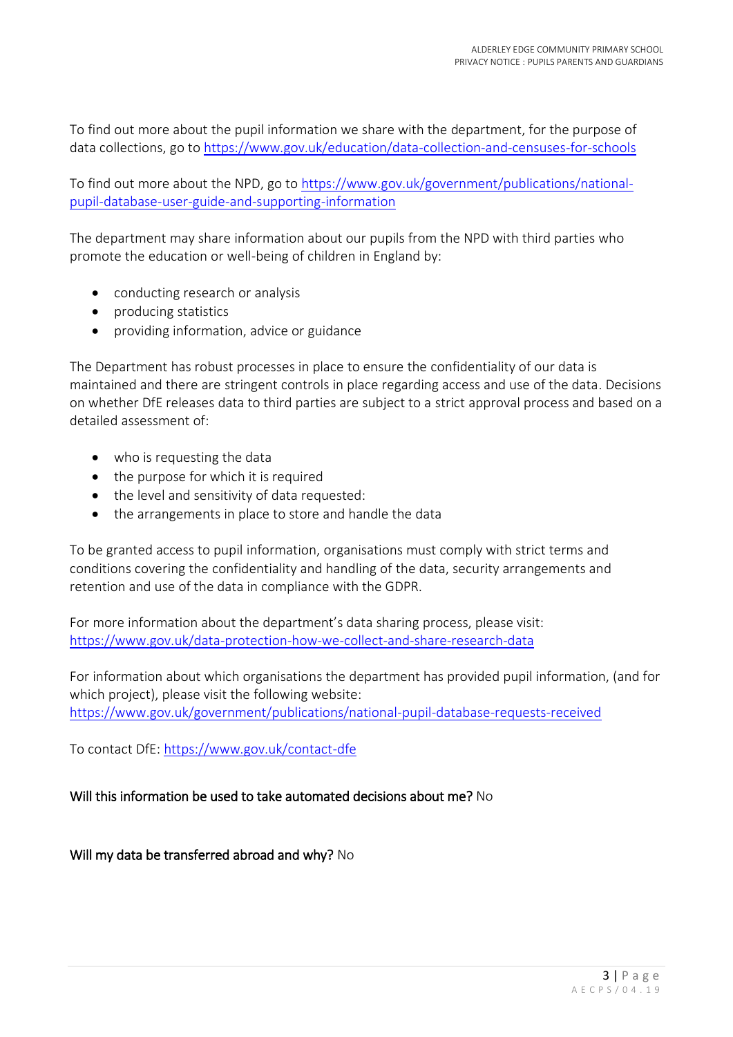To find out more about the pupil information we share with the department, for the purpose of data collections, go to https://www.gov.uk/education/data-collection-and-censuses-for-schools

To find out more about the NPD, go to https://www.gov.uk/government/publications/national-pupil-database-user-guide-and-supporting-information

The department may share information about our pupils from the NPD with third parties who promote the education or well-being of children in England by:

- conducting research or analysis
- producing statistics
- providing information, advice or guidance

The Department has robust processes in place to ensure the confidentiality of our data is maintained and there are stringent controls in place regarding access and use of the data. Decisions on whether DfE releases data to third parties are subject to a strict approval process and based on a detailed assessment of:

- who is requesting the data
- the purpose for which it is required
- the level and sensitivity of data requested:
- the arrangements in place to store and handle the data

To be granted access to pupil information, organisations must comply with strict terms and conditions covering the confidentiality and handling of the data, security arrangements and retention and use of the data in compliance with the GDPR.

For more information about the department's data sharing process, please visit: https://www.gov.uk/data-protection-how-we-collect-and-share-research-data

For information about which organisations the department has provided pupil information, (and for which project), please visit the following website: https://www.gov.uk/government/publications/national-pupil-database-requests-received

To contact DfE: https://www.gov.uk/contact-dfe

**Will this information be used to take automated decisions about me?** No

**Will my data be transferred abroad and why?** No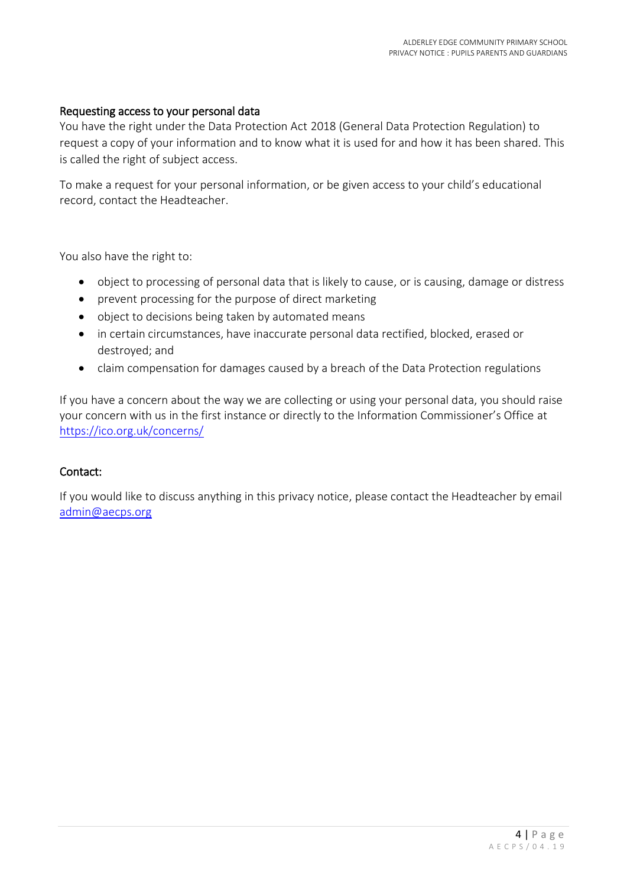## Requesting access to your personal data

You have the right under the Data Protection Act 2018 (General Data Protection Regulation) to request a copy of your information and to know what it is used for and how it has been shared. This is called the right of subject access.

To make a request for your personal information, or be given access to your child's educational record, contact the Headteacher.

You also have the right to:

- object to processing of personal data that is likely to cause, or is causing, damage or distress
- prevent processing for the purpose of direct marketing
- object to decisions being taken by automated means
- in certain circumstances, have inaccurate personal data rectified, blocked, erased or destroyed; and
- claim compensation for damages caused by a breach of the Data Protection regulations

If you have a concern about the way we are collecting or using your personal data, you should raise your concern with us in the first instance or directly to the Information Commissioner's Office at https://ico.org.uk/concerns/

## Contact:

If you would like to discuss anything in this privacy notice, please contact the Headteacher by email admin@aecps.org